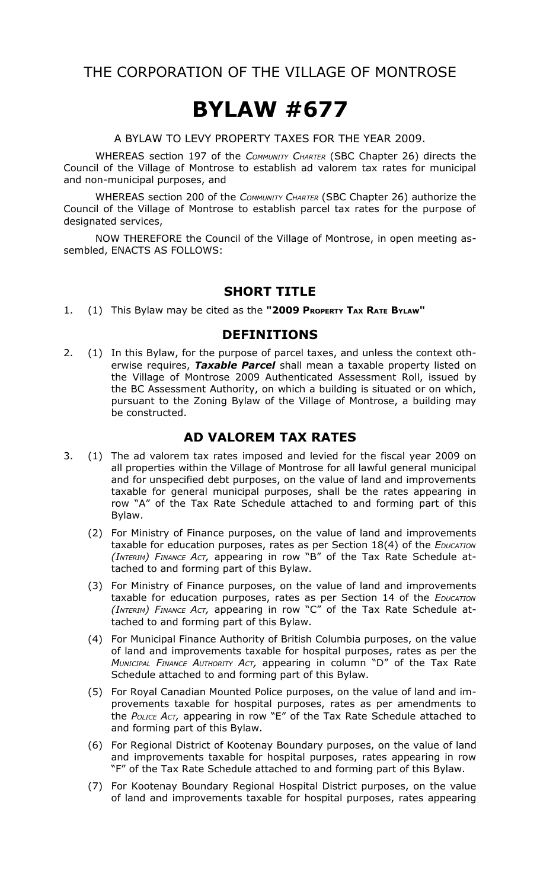# THE CORPORATION OF THE VILLAGE OF MONTROSE

# BYLAW #677

A BYLAW TO LEVY PROPERTY TAXES FOR THE YEAR 2009.

WHEREAS section 197 of the *Community Charter* (SBC Chapter 26) directs the Council of the Village of Montrose to establish ad valorem tax rates for municipal and non-municipal purposes, and

WHEREAS section 200 of the *Community Charter* (SBC Chapter 26) authorize the Council of the Village of Montrose to establish parcel tax rates for the purpose of designated services,

NOW THEREFORE the Council of the Village of Montrose, in open meeting assembled, ENACTS AS FOLLOWS:

## SHORT TITLE

1. (1) This Bylaw may be cited as the **"2009 Property Tax Rate Bylaw"**

## DEFINITIONS

2. (1) In this Bylaw, for the purpose of parcel taxes, and unless the context otherwise requires, ***Taxable Parcel*** shall mean a taxable property listed on the Village of Montrose 2009 Authenticated Assessment Roll, issued by the BC Assessment Authority, on which a building is situated or on which, pursuant to the Zoning Bylaw of the Village of Montrose, a building may be constructed.

## AD VALOREM TAX RATES

3. (1) The ad valorem tax rates imposed and levied for the fiscal year 2009 on all properties within the Village of Montrose for all lawful general municipal and for unspecified debt purposes, on the value of land and improvements taxable for general municipal purposes, shall be the rates appearing in row "A" of the Tax Rate Schedule attached to and forming part of this Bylaw.

   (2) For Ministry of Finance purposes, on the value of land and improvements taxable for education purposes, rates as per Section 18(4) of the *Education (Interim) Finance Act,* appearing in row "B" of the Tax Rate Schedule attached to and forming part of this Bylaw.

   (3) For Ministry of Finance purposes, on the value of land and improvements taxable for education purposes, rates as per Section 14 of the *Education (Interim) Finance Act,* appearing in row "C" of the Tax Rate Schedule attached to and forming part of this Bylaw.

   (4) For Municipal Finance Authority of British Columbia purposes, on the value of land and improvements taxable for hospital purposes, rates as per the *Municipal Finance Authority Act,* appearing in column "D" of the Tax Rate Schedule attached to and forming part of this Bylaw.

   (5) For Royal Canadian Mounted Police purposes, on the value of land and improvements taxable for hospital purposes, rates as per amendments to the *Police Act,* appearing in row "E" of the Tax Rate Schedule attached to and forming part of this Bylaw.

   (6) For Regional District of Kootenay Boundary purposes, on the value of land and improvements taxable for hospital purposes, rates appearing in row "F" of the Tax Rate Schedule attached to and forming part of this Bylaw.

   (7) For Kootenay Boundary Regional Hospital District purposes, on the value of land and improvements taxable for hospital purposes, rates appearing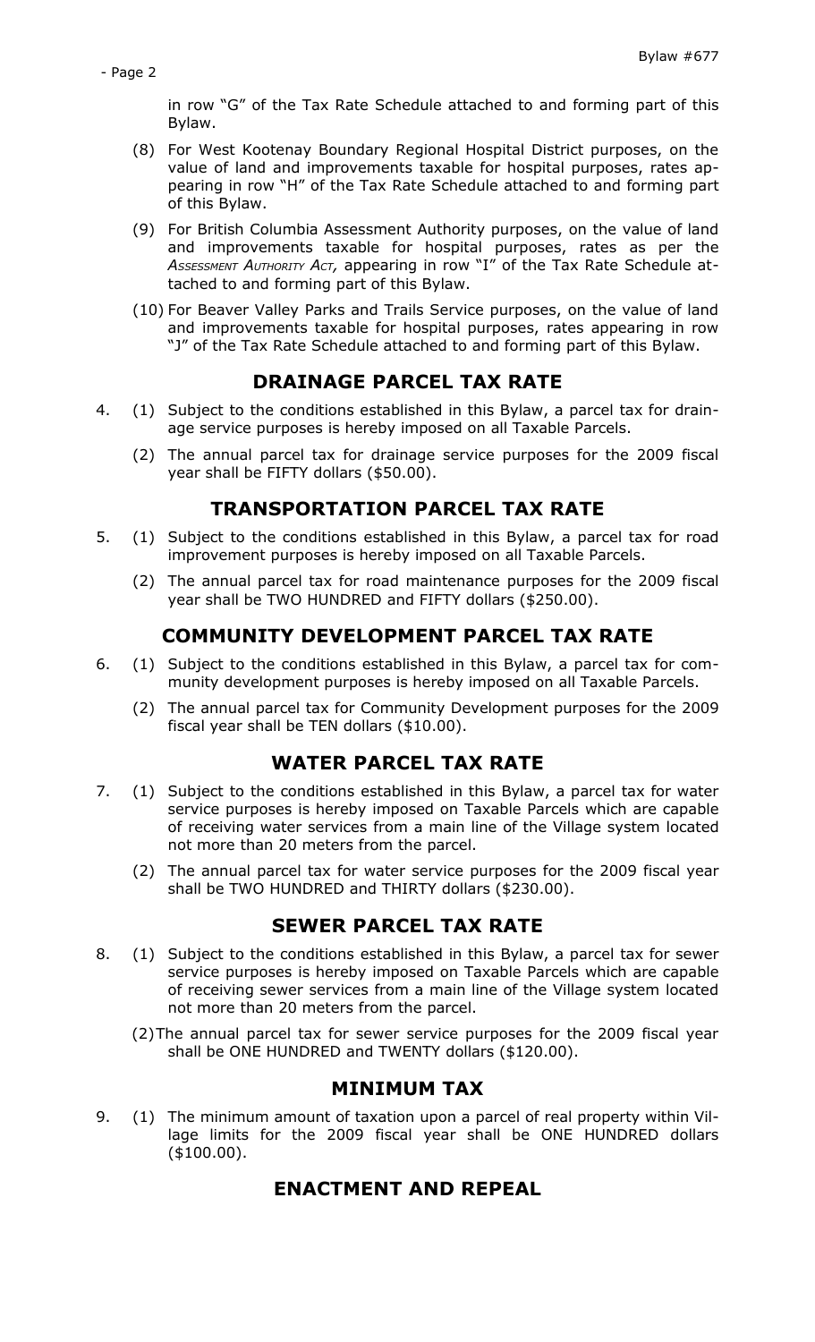in row "G" of the Tax Rate Schedule attached to and forming part of this Bylaw.

(8) For West Kootenay Boundary Regional Hospital District purposes, on the value of land and improvements taxable for hospital purposes, rates appearing in row "H" of the Tax Rate Schedule attached to and forming part of this Bylaw.

(9) For British Columbia Assessment Authority purposes, on the value of land and improvements taxable for hospital purposes, rates as per the *Assessment Authority Act*, appearing in row "I" of the Tax Rate Schedule attached to and forming part of this Bylaw.

(10) For Beaver Valley Parks and Trails Service purposes, on the value of land and improvements taxable for hospital purposes, rates appearing in row "J" of the Tax Rate Schedule attached to and forming part of this Bylaw.

## DRAINAGE PARCEL TAX RATE

4. (1) Subject to the conditions established in this Bylaw, a parcel tax for drainage service purposes is hereby imposed on all Taxable Parcels.

   (2) The annual parcel tax for drainage service purposes for the 2009 fiscal year shall be FIFTY dollars ($50.00).

## TRANSPORTATION PARCEL TAX RATE

5. (1) Subject to the conditions established in this Bylaw, a parcel tax for road improvement purposes is hereby imposed on all Taxable Parcels.

   (2) The annual parcel tax for road maintenance purposes for the 2009 fiscal year shall be TWO HUNDRED and FIFTY dollars ($250.00).

## COMMUNITY DEVELOPMENT PARCEL TAX RATE

6. (1) Subject to the conditions established in this Bylaw, a parcel tax for community development purposes is hereby imposed on all Taxable Parcels.

   (2) The annual parcel tax for Community Development purposes for the 2009 fiscal year shall be TEN dollars ($10.00).

## WATER PARCEL TAX RATE

7. (1) Subject to the conditions established in this Bylaw, a parcel tax for water service purposes is hereby imposed on Taxable Parcels which are capable of receiving water services from a main line of the Village system located not more than 20 meters from the parcel.

   (2) The annual parcel tax for water service purposes for the 2009 fiscal year shall be TWO HUNDRED and THIRTY dollars ($230.00).

## SEWER PARCEL TAX RATE

8. (1) Subject to the conditions established in this Bylaw, a parcel tax for sewer service purposes is hereby imposed on Taxable Parcels which are capable of receiving sewer services from a main line of the Village system located not more than 20 meters from the parcel.

   (2) The annual parcel tax for sewer service purposes for the 2009 fiscal year shall be ONE HUNDRED and TWENTY dollars ($120.00).

## MINIMUM TAX

9. (1) The minimum amount of taxation upon a parcel of real property within Village limits for the 2009 fiscal year shall be ONE HUNDRED dollars ($100.00).

## ENACTMENT AND REPEAL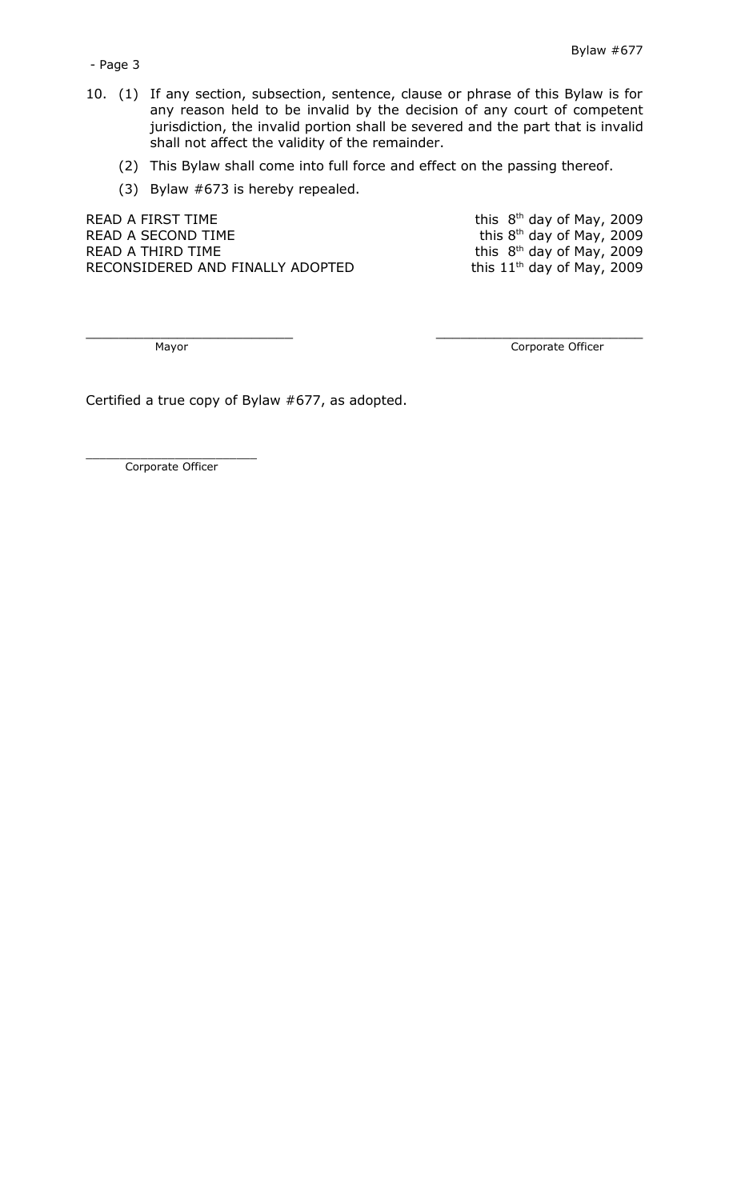10. (1) If any section, subsection, sentence, clause or phrase of this Bylaw is for any reason held to be invalid by the decision of any court of competent jurisdiction, the invalid portion shall be severed and the part that is invalid shall not affect the validity of the remainder.

    (2) This Bylaw shall come into full force and effect on the passing thereof.

    (3) Bylaw #673 is hereby repealed.

| | |
|---|---|
| READ A FIRST TIME | this 8th day of May, 2009 |
| READ A SECOND TIME | this 8th day of May, 2009 |
| READ A THIRD TIME | this 8th day of May, 2009 |
| RECONSIDERED AND FINALLY ADOPTED | this 11th day of May, 2009 |

\_\_\_\_\_\_\_\_\_\_\_\_\_\_\_\_\_\_\_\_\_\_\_\_\_ Mayor

\_\_\_\_\_\_\_\_\_\_\_\_\_\_\_\_\_\_\_\_\_\_\_\_\_ Corporate Officer

Certified a true copy of Bylaw #677, as adopted.

\_\_\_\_\_\_\_\_\_\_\_\_\_\_\_\_\_\_\_\_\_\_\_\_\_ Corporate Officer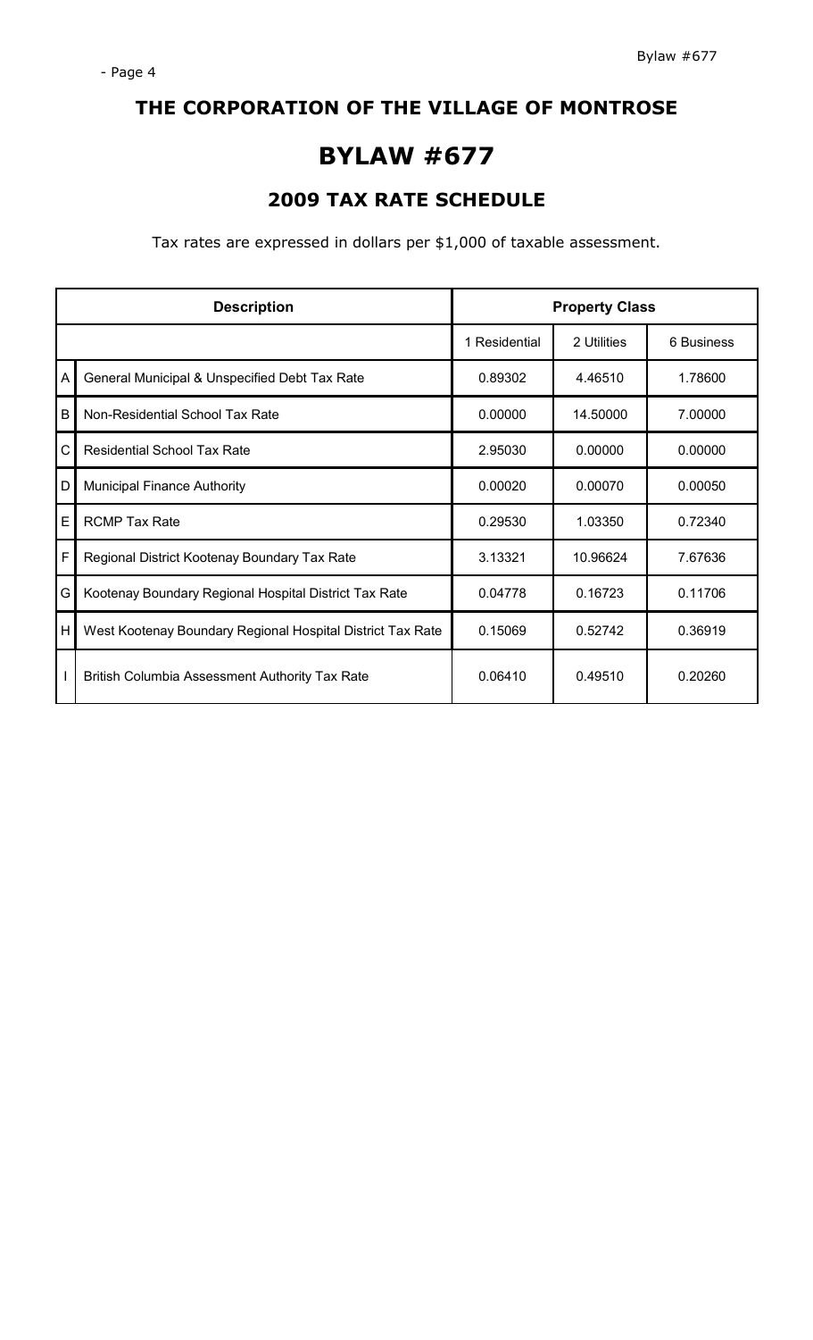# THE CORPORATION OF THE VILLAGE OF MONTROSE

# BYLAW #677

## 2009 TAX RATE SCHEDULE

Tax rates are expressed in dollars per $1,000 of taxable assessment.

| | Description | Property Class | | |
|---|---|---|---|---|
| | | 1 Residential | 2 Utilities | 6 Business |
| A | General Municipal & Unspecified Debt Tax Rate | 0.89302 | 4.46510 | 1.78600 |
| B | Non-Residential School Tax Rate | 0.00000 | 14.50000 | 7.00000 |
| C | Residential School Tax Rate | 2.95030 | 0.00000 | 0.00000 |
| D | Municipal Finance Authority | 0.00020 | 0.00070 | 0.00050 |
| E | RCMP Tax Rate | 0.29530 | 1.03350 | 0.72340 |
| F | Regional District Kootenay Boundary Tax Rate | 3.13321 | 10.96624 | 7.67636 |
| G | Kootenay Boundary Regional Hospital District Tax Rate | 0.04778 | 0.16723 | 0.11706 |
| H | West Kootenay Boundary Regional Hospital District Tax Rate | 0.15069 | 0.52742 | 0.36919 |
| I | British Columbia Assessment Authority Tax Rate | 0.06410 | 0.49510 | 0.20260 |